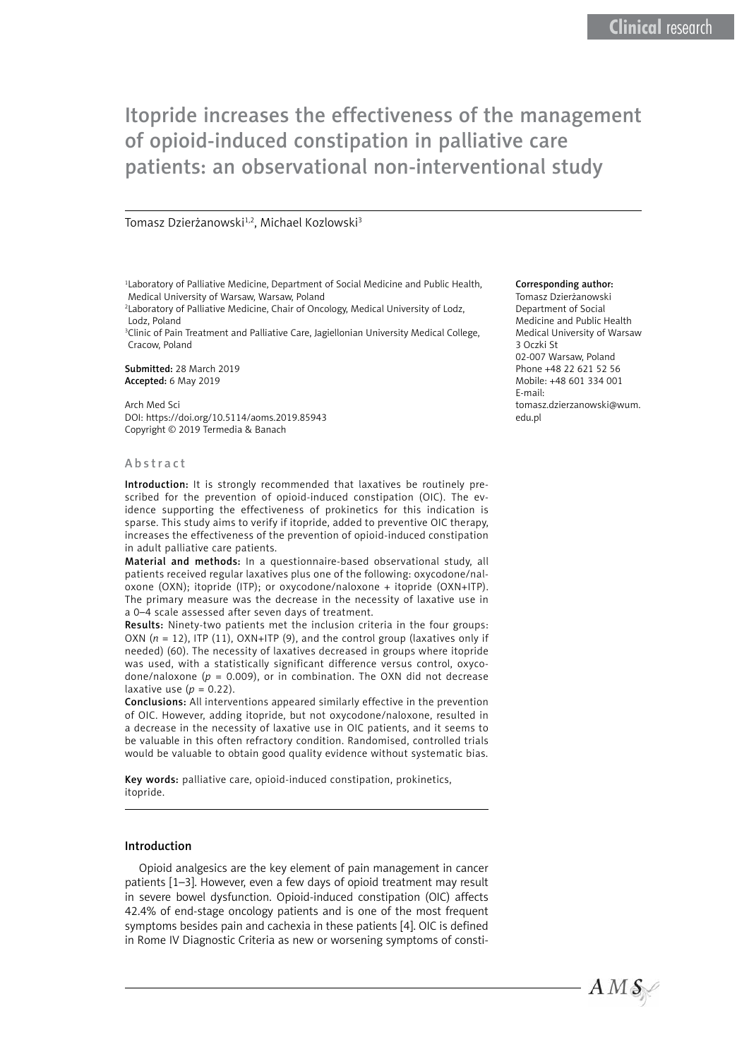Clinical research

# Itopride increases the effectiveness of the management of opioid-induced constipation in palliative care patients: an observational non-interventional study

Tomasz Dzierżanowski[1,2], Michael Kozlowski[3]

[1]Laboratory of Palliative Medicine, Department of Social Medicine and Public Health, Medical University of Warsaw, Warsaw, Poland
[2]Laboratory of Palliative Medicine, Chair of Oncology, Medical University of Lodz, Lodz, Poland
[3]Clinic of Pain Treatment and Palliative Care, Jagiellonian University Medical College, Cracow, Poland

**Submitted:** 28 March 2019
**Accepted:** 6 May 2019

Arch Med Sci
DOI: https://doi.org/10.5114/aoms.2019.85943
Copyright © 2019 Termedia & Banach

**Corresponding author:**
Tomasz Dzierżanowski
Department of Social Medicine and Public Health
Medical University of Warsaw
3 Oczki St
02-007 Warsaw, Poland
Phone +48 22 621 52 56
Mobile: +48 601 334 001
E-mail: tomasz.dzierzanowski@wum.edu.pl

## Abstract

**Introduction:** It is strongly recommended that laxatives be routinely prescribed for the prevention of opioid-induced constipation (OIC). The evidence supporting the effectiveness of prokinetics for this indication is sparse. This study aims to verify if itopride, added to preventive OIC therapy, increases the effectiveness of the prevention of opioid-induced constipation in adult palliative care patients.

**Material and methods:** In a questionnaire-based observational study, all patients received regular laxatives plus one of the following: oxycodone/naloxone (OXN); itopride (ITP); or oxycodone/naloxone + itopride (OXN+ITP). The primary measure was the decrease in the necessity of laxative use in a 0–4 scale assessed after seven days of treatment.

**Results:** Ninety-two patients met the inclusion criteria in the four groups: OXN (*n* = 12), ITP (11), OXN+ITP (9), and the control group (laxatives only if needed) (60). The necessity of laxatives decreased in groups where itopride was used, with a statistically significant difference versus control, oxycodone/naloxone ($p = 0.009$), or in combination. The OXN did not decrease laxative use ($p = 0.22$).

**Conclusions:** All interventions appeared similarly effective in the prevention of OIC. However, adding itopride, but not oxycodone/naloxone, resulted in a decrease in the necessity of laxative use in OIC patients, and it seems to be valuable in this often refractory condition. Randomised, controlled trials would be valuable to obtain good quality evidence without systematic bias.

**Key words:** palliative care, opioid-induced constipation, prokinetics, itopride.

## Introduction

Opioid analgesics are the key element of pain management in cancer patients [1–3]. However, even a few days of opioid treatment may result in severe bowel dysfunction. Opioid-induced constipation (OIC) affects 42.4% of end-stage oncology patients and is one of the most frequent symptoms besides pain and cachexia in these patients [4]. OIC is defined in Rome IV Diagnostic Criteria as new or worsening symptoms of consti-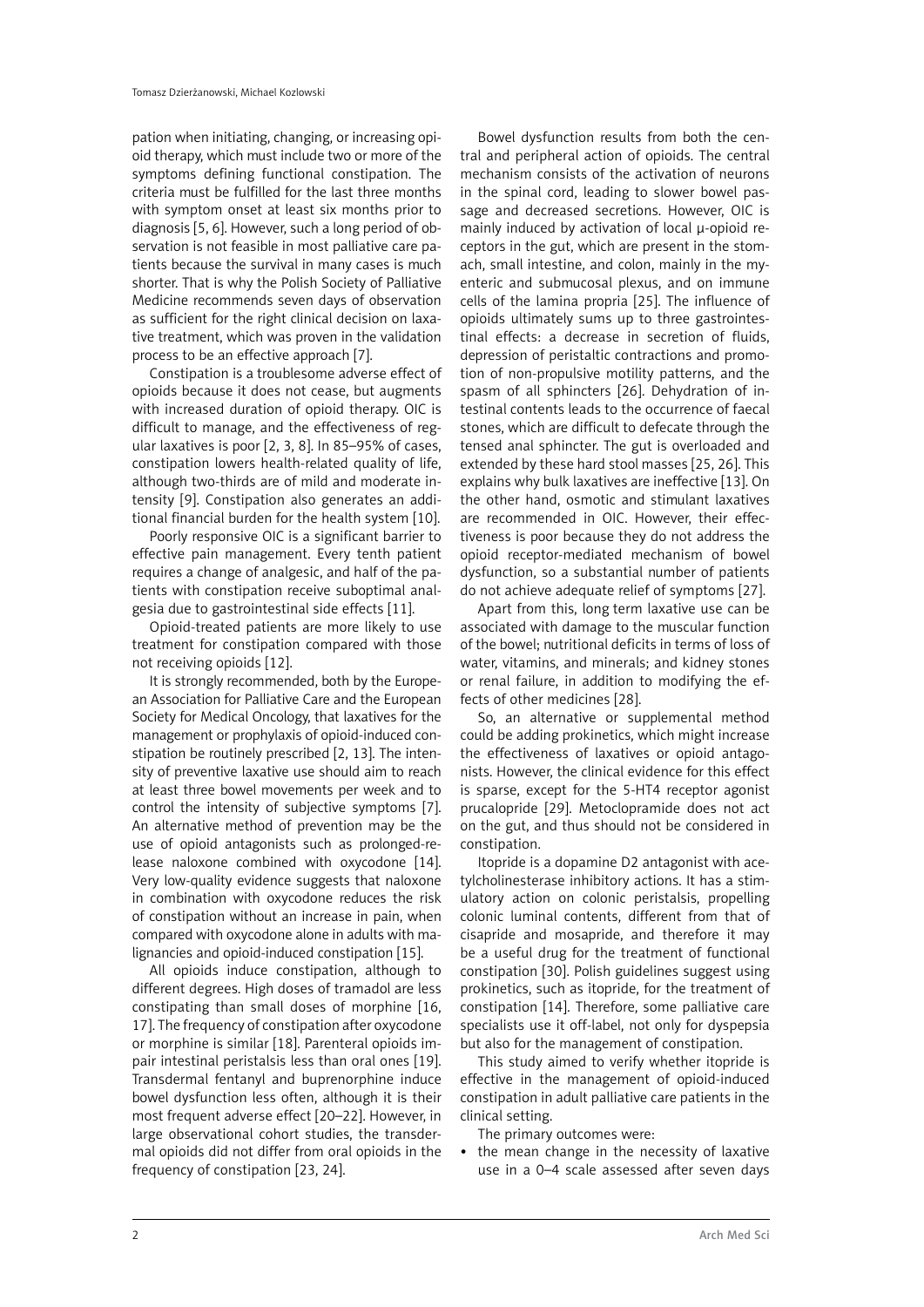pation when initiating, changing, or increasing opioid therapy, which must include two or more of the symptoms defining functional constipation. The criteria must be fulfilled for the last three months with symptom onset at least six months prior to diagnosis [5, 6]. However, such a long period of observation is not feasible in most palliative care patients because the survival in many cases is much shorter. That is why the Polish Society of Palliative Medicine recommends seven days of observation as sufficient for the right clinical decision on laxative treatment, which was proven in the validation process to be an effective approach [7].

Constipation is a troublesome adverse effect of opioids because it does not cease, but augments with increased duration of opioid therapy. OIC is difficult to manage, and the effectiveness of regular laxatives is poor [2, 3, 8]. In 85–95% of cases, constipation lowers health-related quality of life, although two-thirds are of mild and moderate intensity [9]. Constipation also generates an additional financial burden for the health system [10].

Poorly responsive OIC is a significant barrier to effective pain management. Every tenth patient requires a change of analgesic, and half of the patients with constipation receive suboptimal analgesia due to gastrointestinal side effects [11].

Opioid-treated patients are more likely to use treatment for constipation compared with those not receiving opioids [12].

It is strongly recommended, both by the European Association for Palliative Care and the European Society for Medical Oncology, that laxatives for the management or prophylaxis of opioid-induced constipation be routinely prescribed [2, 13]. The intensity of preventive laxative use should aim to reach at least three bowel movements per week and to control the intensity of subjective symptoms [7]. An alternative method of prevention may be the use of opioid antagonists such as prolonged-release naloxone combined with oxycodone [14]. Very low-quality evidence suggests that naloxone in combination with oxycodone reduces the risk of constipation without an increase in pain, when compared with oxycodone alone in adults with malignancies and opioid-induced constipation [15].

All opioids induce constipation, although to different degrees. High doses of tramadol are less constipating than small doses of morphine [16, 17]. The frequency of constipation after oxycodone or morphine is similar [18]. Parenteral opioids impair intestinal peristalsis less than oral ones [19]. Transdermal fentanyl and buprenorphine induce bowel dysfunction less often, although it is their most frequent adverse effect [20–22]. However, in large observational cohort studies, the transdermal opioids did not differ from oral opioids in the frequency of constipation [23, 24].

Bowel dysfunction results from both the central and peripheral action of opioids. The central mechanism consists of the activation of neurons in the spinal cord, leading to slower bowel passage and decreased secretions. However, OIC is mainly induced by activation of local μ-opioid receptors in the gut, which are present in the stomach, small intestine, and colon, mainly in the myenteric and submucosal plexus, and on immune cells of the lamina propria [25]. The influence of opioids ultimately sums up to three gastrointestinal effects: a decrease in secretion of fluids, depression of peristaltic contractions and promotion of non-propulsive motility patterns, and the spasm of all sphincters [26]. Dehydration of intestinal contents leads to the occurrence of faecal stones, which are difficult to defecate through the tensed anal sphincter. The gut is overloaded and extended by these hard stool masses [25, 26]. This explains why bulk laxatives are ineffective [13]. On the other hand, osmotic and stimulant laxatives are recommended in OIC. However, their effectiveness is poor because they do not address the opioid receptor-mediated mechanism of bowel dysfunction, so a substantial number of patients do not achieve adequate relief of symptoms [27].

Apart from this, long term laxative use can be associated with damage to the muscular function of the bowel; nutritional deficits in terms of loss of water, vitamins, and minerals; and kidney stones or renal failure, in addition to modifying the effects of other medicines [28].

So, an alternative or supplemental method could be adding prokinetics, which might increase the effectiveness of laxatives or opioid antagonists. However, the clinical evidence for this effect is sparse, except for the 5-HT4 receptor agonist prucalopride [29]. Metoclopramide does not act on the gut, and thus should not be considered in constipation.

Itopride is a dopamine D2 antagonist with acetylcholinesterase inhibitory actions. It has a stimulatory action on colonic peristalsis, propelling colonic luminal contents, different from that of cisapride and mosapride, and therefore it may be a useful drug for the treatment of functional constipation [30]. Polish guidelines suggest using prokinetics, such as itopride, for the treatment of constipation [14]. Therefore, some palliative care specialists use it off-label, not only for dyspepsia but also for the management of constipation.

This study aimed to verify whether itopride is effective in the management of opioid-induced constipation in adult palliative care patients in the clinical setting.

The primary outcomes were:

- the mean change in the necessity of laxative use in a 0–4 scale assessed after seven days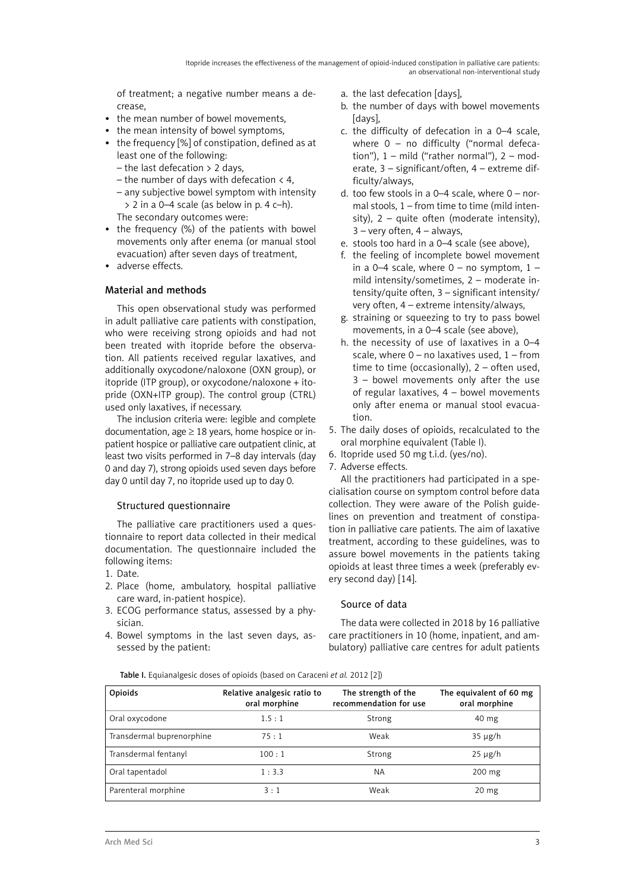of treatment; a negative number means a decrease,

- the mean number of bowel movements,
- the mean intensity of bowel symptoms,
- the frequency [%] of constipation, defined as at least one of the following:
  - the last defecation > 2 days,
  - the number of days with defecation < 4,
  - any subjective bowel symptom with intensity > 2 in a 0–4 scale (as below in p. 4 c–h).

The secondary outcomes were:

- the frequency (%) of the patients with bowel movements only after enema (or manual stool evacuation) after seven days of treatment,
- adverse effects.

## Material and methods

This open observational study was performed in adult palliative care patients with constipation, who were receiving strong opioids and had not been treated with itopride before the observation. All patients received regular laxatives, and additionally oxycodone/naloxone (OXN group), or itopride (ITP group), or oxycodone/naloxone + itopride (OXN+ITP group). The control group (CTRL) used only laxatives, if necessary.

The inclusion criteria were: legible and complete documentation, age ≥ 18 years, home hospice or in-patient hospice or palliative care outpatient clinic, at least two visits performed in 7–8 day intervals (day 0 and day 7), strong opioids used seven days before day 0 until day 7, no itopride used up to day 0.

### Structured questionnaire

The palliative care practitioners used a questionnaire to report data collected in their medical documentation. The questionnaire included the following items:

1. Date.
2. Place (home, ambulatory, hospital palliative care ward, in-patient hospice).
3. ECOG performance status, assessed by a physician.
4. Bowel symptoms in the last seven days, assessed by the patient:
   a. the last defecation [days],
   b. the number of days with bowel movements [days],
   c. the difficulty of defecation in a 0–4 scale, where 0 – no difficulty ("normal defecation"), 1 – mild ("rather normal"), 2 – moderate, 3 – significant/often, 4 – extreme difficulty/always,
   d. too few stools in a 0–4 scale, where 0 – normal stools, 1 – from time to time (mild intensity), 2 – quite often (moderate intensity), 3 – very often, 4 – always,
   e. stools too hard in a 0–4 scale (see above),
   f. the feeling of incomplete bowel movement in a 0–4 scale, where 0 – no symptom, 1 – mild intensity/sometimes, 2 – moderate intensity/quite often, 3 – significant intensity/very often, 4 – extreme intensity/always,
   g. straining or squeezing to try to pass bowel movements, in a 0–4 scale (see above),
   h. the necessity of use of laxatives in a 0–4 scale, where 0 – no laxatives used, 1 – from time to time (occasionally), 2 – often used, 3 – bowel movements only after the use of regular laxatives, 4 – bowel movements only after enema or manual stool evacuation.
5. The daily doses of opioids, recalculated to the oral morphine equivalent (Table I).
6. Itopride used 50 mg t.i.d. (yes/no).
7. Adverse effects.

All the practitioners had participated in a specialisation course on symptom control before data collection. They were aware of the Polish guidelines on prevention and treatment of constipation in palliative care patients. The aim of laxative treatment, according to these guidelines, was to assure bowel movements in the patients taking opioids at least three times a week (preferably every second day) [14].

### Source of data

The data were collected in 2018 by 16 palliative care practitioners in 10 (home, inpatient, and ambulatory) palliative care centres for adult patients

**Table I.** Equianalgesic doses of opioids (based on Caraceni *et al.* 2012 [2])

| Opioids | Relative analgesic ratio to oral morphine | The strength of the recommendation for use | The equivalent of 60 mg oral morphine |
|---|---|---|---|
| Oral oxycodone | 1.5 : 1 | Strong | 40 mg |
| Transdermal buprenorphine | 75 : 1 | Weak | 35 μg/h |
| Transdermal fentanyl | 100 : 1 | Strong | 25 μg/h |
| Oral tapentadol | 1 : 3.3 | NA | 200 mg |
| Parenteral morphine | 3 : 1 | Weak | 20 mg |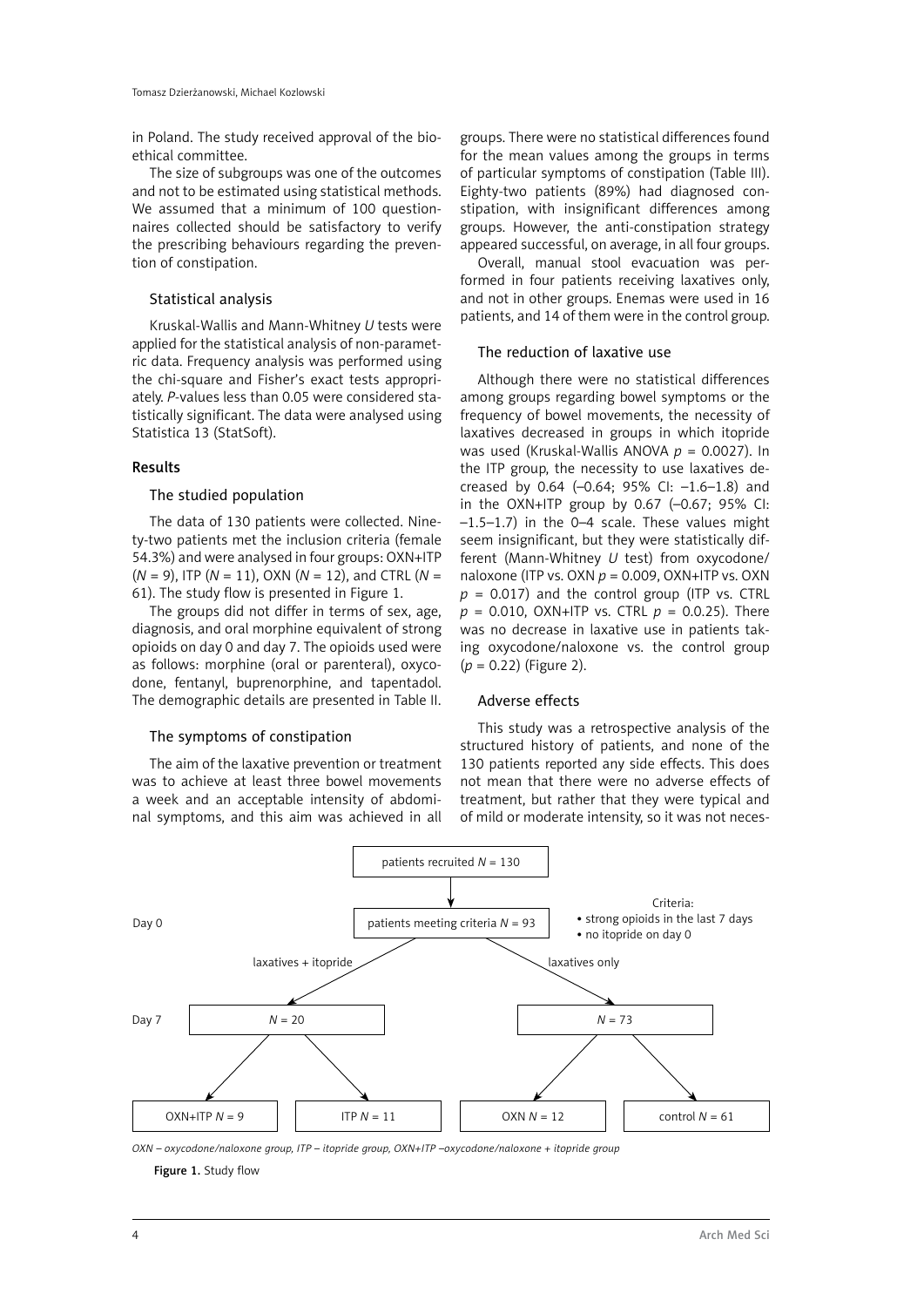in Poland. The study received approval of the bioethical committee.

The size of subgroups was one of the outcomes and not to be estimated using statistical methods. We assumed that a minimum of 100 questionnaires collected should be satisfactory to verify the prescribing behaviours regarding the prevention of constipation.

### Statistical analysis

Kruskal-Wallis and Mann-Whitney *U* tests were applied for the statistical analysis of non-parametric data. Frequency analysis was performed using the chi-square and Fisher's exact tests appropriately. *P*-values less than 0.05 were considered statistically significant. The data were analysed using Statistica 13 (StatSoft).

## Results

### The studied population

The data of 130 patients were collected. Ninety-two patients met the inclusion criteria (female 54.3%) and were analysed in four groups: OXN+ITP ($N$ = 9), ITP ($N$ = 11), OXN ($N$ = 12), and CTRL ($N$ = 61). The study flow is presented in Figure 1.

The groups did not differ in terms of sex, age, diagnosis, and oral morphine equivalent of strong opioids on day 0 and day 7. The opioids used were as follows: morphine (oral or parenteral), oxycodone, fentanyl, buprenorphine, and tapentadol. The demographic details are presented in Table II.

### The symptoms of constipation

The aim of the laxative prevention or treatment was to achieve at least three bowel movements a week and an acceptable intensity of abdominal symptoms, and this aim was achieved in all groups. There were no statistical differences found for the mean values among the groups in terms of particular symptoms of constipation (Table III). Eighty-two patients (89%) had diagnosed constipation, with insignificant differences among groups. However, the anti-constipation strategy appeared successful, on average, in all four groups.

Overall, manual stool evacuation was performed in four patients receiving laxatives only, and not in other groups. Enemas were used in 16 patients, and 14 of them were in the control group.

### The reduction of laxative use

Although there were no statistical differences among groups regarding bowel symptoms or the frequency of bowel movements, the necessity of laxatives decreased in groups in which itopride was used (Kruskal-Wallis ANOVA $p$ = 0.0027). In the ITP group, the necessity to use laxatives decreased by 0.64 (–0.64; 95% CI: –1.6–1.8) and in the OXN+ITP group by 0.67 (–0.67; 95% CI: –1.5–1.7) in the 0–4 scale. These values might seem insignificant, but they were statistically different (Mann-Whitney *U* test) from oxycodone/naloxone (ITP vs. OXN $p$ = 0.009, OXN+ITP vs. OXN $p$ = 0.017) and the control group (ITP vs. CTRL $p$ = 0.010, OXN+ITP vs. CTRL $p$ = 0.0.25). There was no decrease in laxative use in patients taking oxycodone/naloxone vs. the control group ($p$ = 0.22) (Figure 2).

### Adverse effects

This study was a retrospective analysis of the structured history of patients, and none of the 130 patients reported any side effects. This does not mean that there were no adverse effects of treatment, but rather that they were typical and of mild or moderate intensity, so it was not neces-

Day 0: patients recruited $N$ = 130 → patients meeting criteria $N$ = 93

Criteria:
- strong opioids in the last 7 days
- no itopride on day 0

Day 7: laxatives + itopride $N$ = 20 → OXN+ITP $N$ = 9, ITP $N$ = 11; laxatives only $N$ = 73 → OXN $N$ = 12, control $N$ = 61

*OXN – oxycodone/naloxone group, ITP – itopride group, OXN+ITP –oxycodone/naloxone + itopride group*

**Figure 1.** Study flow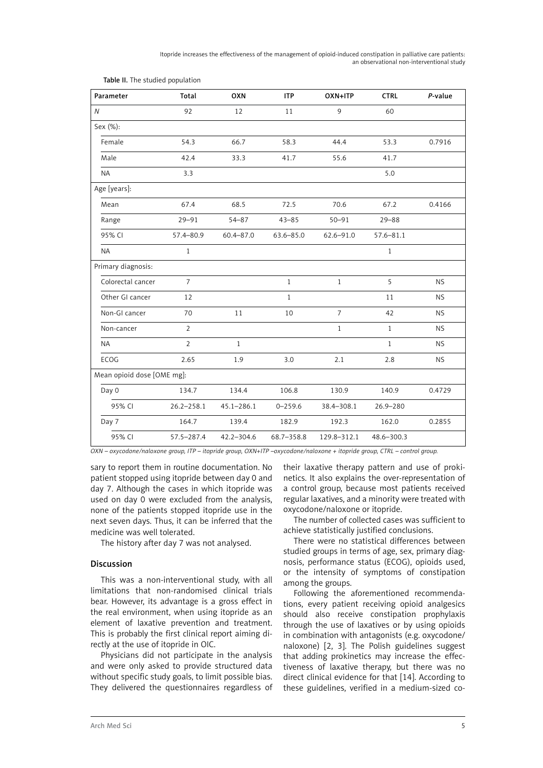Table II. The studied population

| Parameter | Total | OXN | ITP | OXN+ITP | CTRL | *P*-value |
|---|---|---|---|---|---|---|
| *N* | 92 | 12 | 11 | 9 | 60 | |
| Sex (%): | | | | | | |
| Female | 54.3 | 66.7 | 58.3 | 44.4 | 53.3 | 0.7916 |
| Male | 42.4 | 33.3 | 41.7 | 55.6 | 41.7 | |
| NA | 3.3 | | | | 5.0 | |
| Age [years]: | | | | | | |
| Mean | 67.4 | 68.5 | 72.5 | 70.6 | 67.2 | 0.4166 |
| Range | 29–91 | 54–87 | 43–85 | 50–91 | 29–88 | |
| 95% CI | 57.4–80.9 | 60.4–87.0 | 63.6–85.0 | 62.6–91.0 | 57.6–81.1 | |
| NA | 1 | | | | 1 | |
| Primary diagnosis: | | | | | | |
| Colorectal cancer | 7 | | 1 | 1 | 5 | NS |
| Other GI cancer | 12 | | 1 | | 11 | NS |
| Non-GI cancer | 70 | 11 | 10 | 7 | 42 | NS |
| Non-cancer | 2 | | | 1 | 1 | NS |
| NA | 2 | 1 | | | 1 | NS |
| ECOG | 2.65 | 1.9 | 3.0 | 2.1 | 2.8 | NS |
| Mean opioid dose [OME mg]: | | | | | | |
| Day 0 | 134.7 | 134.4 | 106.8 | 130.9 | 140.9 | 0.4729 |
| 95% CI | 26.2–258.1 | 45.1–286.1 | 0–259.6 | 38.4–308.1 | 26.9–280 | |
| Day 7 | 164.7 | 139.4 | 182.9 | 192.3 | 162.0 | 0.2855 |
| 95% CI | 57.5–287.4 | 42.2–304.6 | 68.7–358.8 | 129.8–312.1 | 48.6–300.3 | |

*OXN – oxycodone/naloxone group, ITP – itopride group, OXN+ITP –oxycodone/naloxone + itopride group, CTRL – control group.*

sary to report them in routine documentation. No patient stopped using itopride between day 0 and day 7. Although the cases in which itopride was used on day 0 were excluded from the analysis, none of the patients stopped itopride use in the next seven days. Thus, it can be inferred that the medicine was well tolerated.

The history after day 7 was not analysed.

## Discussion

This was a non-interventional study, with all limitations that non-randomised clinical trials bear. However, its advantage is a gross effect in the real environment, when using itopride as an element of laxative prevention and treatment. This is probably the first clinical report aiming directly at the use of itopride in OIC.

Physicians did not participate in the analysis and were only asked to provide structured data without specific study goals, to limit possible bias. They delivered the questionnaires regardless of their laxative therapy pattern and use of prokinetics. It also explains the over-representation of a control group, because most patients received regular laxatives, and a minority were treated with oxycodone/naloxone or itopride.

The number of collected cases was sufficient to achieve statistically justified conclusions.

There were no statistical differences between studied groups in terms of age, sex, primary diagnosis, performance status (ECOG), opioids used, or the intensity of symptoms of constipation among the groups.

Following the aforementioned recommendations, every patient receiving opioid analgesics should also receive constipation prophylaxis through the use of laxatives or by using opioids in combination with antagonists (e.g. oxycodone/naloxone) [2, 3]. The Polish guidelines suggest that adding prokinetics may increase the effectiveness of laxative therapy, but there was no direct clinical evidence for that [14]. According to these guidelines, verified in a medium-sized co-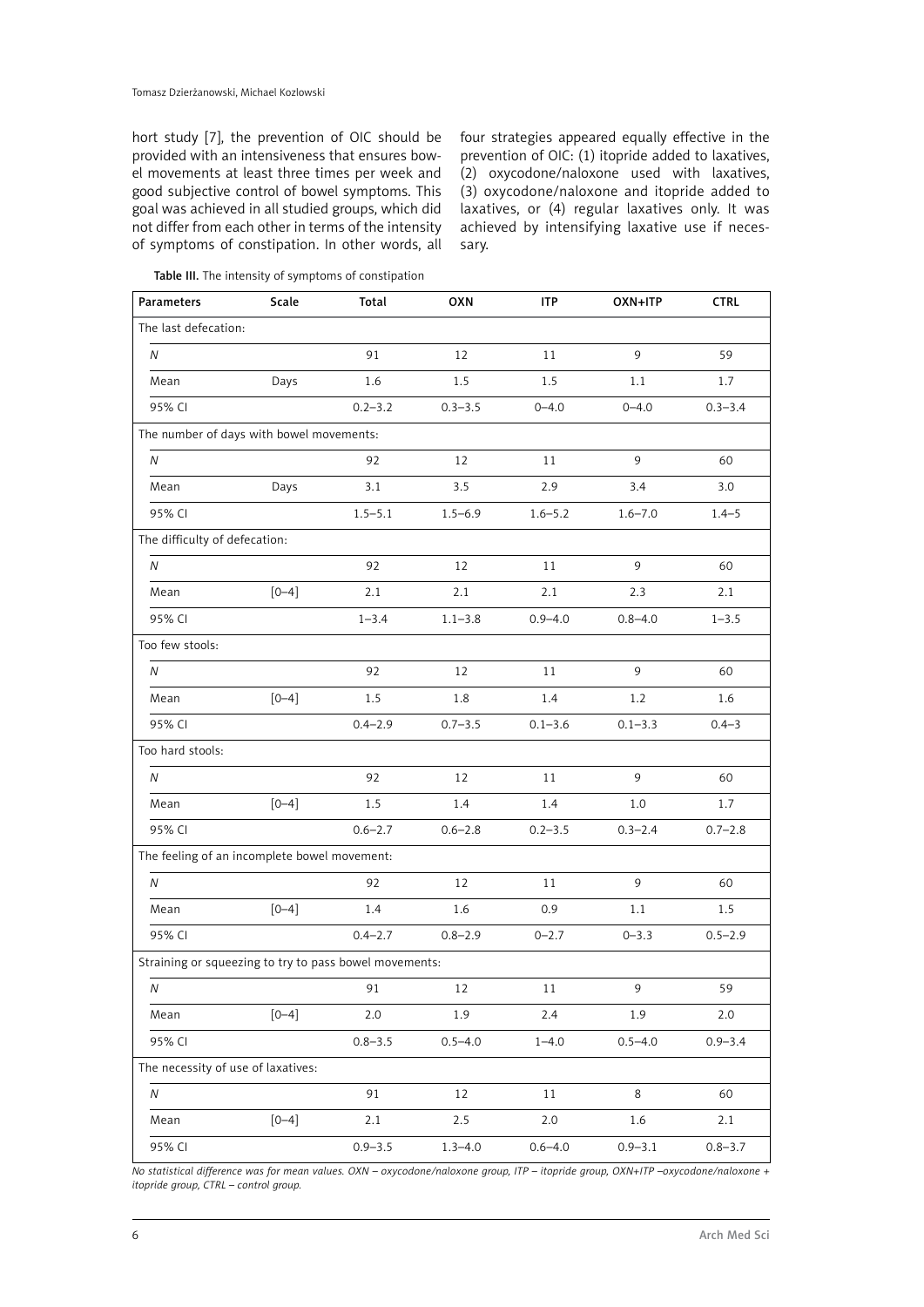hort study [7], the prevention of OIC should be provided with an intensiveness that ensures bowel movements at least three times per week and good subjective control of bowel symptoms. This goal was achieved in all studied groups, which did not differ from each other in terms of the intensity of symptoms of constipation. In other words, all four strategies appeared equally effective in the prevention of OIC: (1) itopride added to laxatives, (2) oxycodone/naloxone used with laxatives, (3) oxycodone/naloxone and itopride added to laxatives, or (4) regular laxatives only. It was achieved by intensifying laxative use if necessary.

**Table III.** The intensity of symptoms of constipation

| Parameters | Scale | Total | OXN | ITP | OXN+ITP | CTRL |
|---|---|---|---|---|---|---|
| The last defecation: | | | | | | |
| *N* | | 91 | 12 | 11 | 9 | 59 |
| Mean | Days | 1.6 | 1.5 | 1.5 | 1.1 | 1.7 |
| 95% CI | | 0.2–3.2 | 0.3–3.5 | 0–4.0 | 0–4.0 | 0.3–3.4 |
| The number of days with bowel movements: | | | | | | |
| *N* | | 92 | 12 | 11 | 9 | 60 |
| Mean | Days | 3.1 | 3.5 | 2.9 | 3.4 | 3.0 |
| 95% CI | | 1.5–5.1 | 1.5–6.9 | 1.6–5.2 | 1.6–7.0 | 1.4–5 |
| The difficulty of defecation: | | | | | | |
| *N* | | 92 | 12 | 11 | 9 | 60 |
| Mean | [0–4] | 2.1 | 2.1 | 2.1 | 2.3 | 2.1 |
| 95% CI | | 1–3.4 | 1.1–3.8 | 0.9–4.0 | 0.8–4.0 | 1–3.5 |
| Too few stools: | | | | | | |
| *N* | | 92 | 12 | 11 | 9 | 60 |
| Mean | [0–4] | 1.5 | 1.8 | 1.4 | 1.2 | 1.6 |
| 95% CI | | 0.4–2.9 | 0.7–3.5 | 0.1–3.6 | 0.1–3.3 | 0.4–3 |
| Too hard stools: | | | | | | |
| *N* | | 92 | 12 | 11 | 9 | 60 |
| Mean | [0–4] | 1.5 | 1.4 | 1.4 | 1.0 | 1.7 |
| 95% CI | | 0.6–2.7 | 0.6–2.8 | 0.2–3.5 | 0.3–2.4 | 0.7–2.8 |
| The feeling of an incomplete bowel movement: | | | | | | |
| *N* | | 92 | 12 | 11 | 9 | 60 |
| Mean | [0–4] | 1.4 | 1.6 | 0.9 | 1.1 | 1.5 |
| 95% CI | | 0.4–2.7 | 0.8–2.9 | 0–2.7 | 0–3.3 | 0.5–2.9 |
| Straining or squeezing to try to pass bowel movements: | | | | | | |
| *N* | | 91 | 12 | 11 | 9 | 59 |
| Mean | [0–4] | 2.0 | 1.9 | 2.4 | 1.9 | 2.0 |
| 95% CI | | 0.8–3.5 | 0.5–4.0 | 1–4.0 | 0.5–4.0 | 0.9–3.4 |
| The necessity of use of laxatives: | | | | | | |
| *N* | | 91 | 12 | 11 | 8 | 60 |
| Mean | [0–4] | 2.1 | 2.5 | 2.0 | 1.6 | 2.1 |
| 95% CI | | 0.9–3.5 | 1.3–4.0 | 0.6–4.0 | 0.9–3.1 | 0.8–3.7 |

*No statistical difference was for mean values. OXN – oxycodone/naloxone group, ITP – itopride group, OXN+ITP –oxycodone/naloxone + itopride group, CTRL – control group.*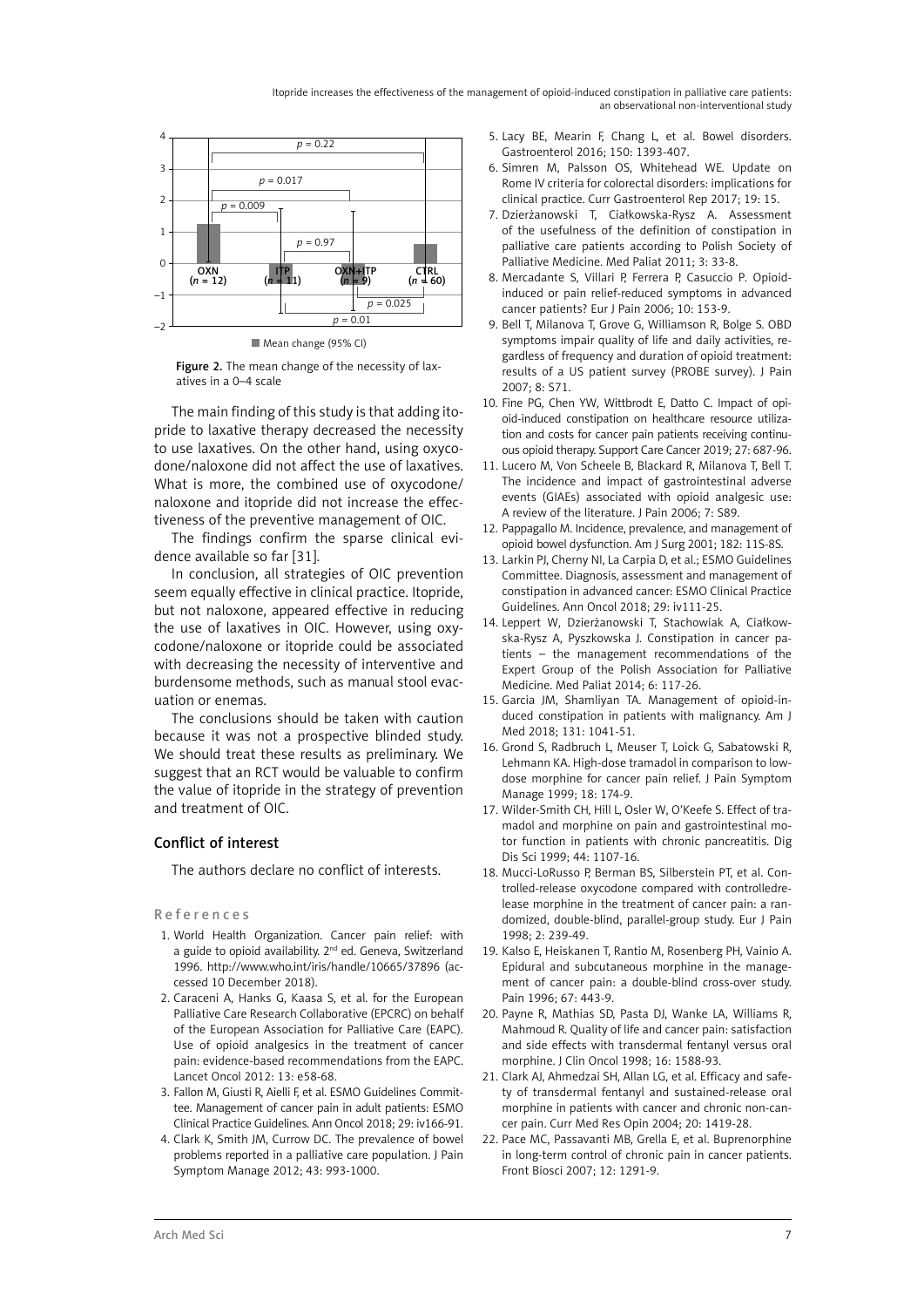Figure 2. The mean change of the necessity of laxatives in a 0–4 scale

The main finding of this study is that adding itopride to laxative therapy decreased the necessity to use laxatives. On the other hand, using oxycodone/naloxone did not affect the use of laxatives. What is more, the combined use of oxycodone/naloxone and itopride did not increase the effectiveness of the preventive management of OIC.

The findings confirm the sparse clinical evidence available so far [31].

In conclusion, all strategies of OIC prevention seem equally effective in clinical practice. Itopride, but not naloxone, appeared effective in reducing the use of laxatives in OIC. However, using oxycodone/naloxone or itopride could be associated with decreasing the necessity of interventive and burdensome methods, such as manual stool evacuation or enemas.

The conclusions should be taken with caution because it was not a prospective blinded study. We should treat these results as preliminary. We suggest that an RCT would be valuable to confirm the value of itopride in the strategy of prevention and treatment of OIC.

## Conflict of interest

The authors declare no conflict of interests.

## References

1. World Health Organization. Cancer pain relief: with a guide to opioid availability. 2nd ed. Geneva, Switzerland 1996. http://www.who.int/iris/handle/10665/37896 (accessed 10 December 2018).
2. Caraceni A, Hanks G, Kaasa S, et al. for the European Palliative Care Research Collaborative (EPCRC) on behalf of the European Association for Palliative Care (EAPC). Use of opioid analgesics in the treatment of cancer pain: evidence-based recommendations from the EAPC. Lancet Oncol 2012: 13: e58-68.
3. Fallon M, Giusti R, Aielli F, et al. ESMO Guidelines Committee. Management of cancer pain in adult patients: ESMO Clinical Practice Guidelines. Ann Oncol 2018; 29: iv166-91.
4. Clark K, Smith JM, Currow DC. The prevalence of bowel problems reported in a palliative care population. J Pain Symptom Manage 2012; 43: 993-1000.
5. Lacy BE, Mearin F, Chang L, et al. Bowel disorders. Gastroenterol 2016; 150: 1393-407.
6. Simren M, Palsson OS, Whitehead WE. Update on Rome IV criteria for colorectal disorders: implications for clinical practice. Curr Gastroenterol Rep 2017; 19: 15.
7. Dzierżanowski T, Ciałkowska-Rysz A. Assessment of the usefulness of the definition of constipation in palliative care patients according to Polish Society of Palliative Medicine. Med Paliat 2011; 3: 33-8.
8. Mercadante S, Villari P, Ferrera P, Casuccio P. Opioid-induced or pain relief-reduced symptoms in advanced cancer patients? Eur J Pain 2006; 10: 153-9.
9. Bell T, Milanova T, Grove G, Williamson R, Bolge S. OBD symptoms impair quality of life and daily activities, regardless of frequency and duration of opioid treatment: results of a US patient survey (PROBE survey). J Pain 2007; 8: S71.
10. Fine PG, Chen YW, Wittbrodt E, Datto C. Impact of opioid-induced constipation on healthcare resource utilization and costs for cancer pain patients receiving continuous opioid therapy. Support Care Cancer 2019; 27: 687-96.
11. Lucero M, Von Scheele B, Blackard R, Milanova T, Bell T. The incidence and impact of gastrointestinal adverse events (GIAEs) associated with opioid analgesic use: A review of the literature. J Pain 2006; 7: S89.
12. Pappagallo M. Incidence, prevalence, and management of opioid bowel dysfunction. Am J Surg 2001; 182: 11S-8S.
13. Larkin PJ, Cherny NI, La Carpia D, et al.; ESMO Guidelines Committee. Diagnosis, assessment and management of constipation in advanced cancer: ESMO Clinical Practice Guidelines. Ann Oncol 2018; 29: iv111-25.
14. Leppert W, Dzierżanowski T, Stachowiak A, Ciałkowska-Rysz A, Pyszkowska J. Constipation in cancer patients – the management recommendations of the Expert Group of the Polish Association for Palliative Medicine. Med Paliat 2014; 6: 117-26.
15. Garcia JM, Shamliyan TA. Management of opioid-induced constipation in patients with malignancy. Am J Med 2018; 131: 1041-51.
16. Grond S, Radbruch L, Meuser T, Loick G, Sabatowski R, Lehmann KA. High-dose tramadol in comparison to low-dose morphine for cancer pain relief. J Pain Symptom Manage 1999; 18: 174-9.
17. Wilder-Smith CH, Hill L, Osler W, O'Keefe S. Effect of tramadol and morphine on pain and gastrointestinal motor function in patients with chronic pancreatitis. Dig Dis Sci 1999; 44: 1107-16.
18. Mucci-LoRusso P, Berman BS, Silberstein PT, et al. Controlled-release oxycodone compared with controlledrelease morphine in the treatment of cancer pain: a randomized, double-blind, parallel-group study. Eur J Pain 1998; 2: 239-49.
19. Kalso E, Heiskanen T, Rantio M, Rosenberg PH, Vainio A. Epidural and subcutaneous morphine in the management of cancer pain: a double-blind cross-over study. Pain 1996; 67: 443-9.
20. Payne R, Mathias SD, Pasta DJ, Wanke LA, Williams R, Mahmoud R. Quality of life and cancer pain: satisfaction and side effects with transdermal fentanyl versus oral morphine. J Clin Oncol 1998; 16: 1588-93.
21. Clark AJ, Ahmedzai SH, Allan LG, et al. Efficacy and safety of transdermal fentanyl and sustained-release oral morphine in patients with cancer and chronic non-cancer pain. Curr Med Res Opin 2004; 20: 1419-28.
22. Pace MC, Passavanti MB, Grella E, et al. Buprenorphine in long-term control of chronic pain in cancer patients. Front Biosci 2007; 12: 1291-9.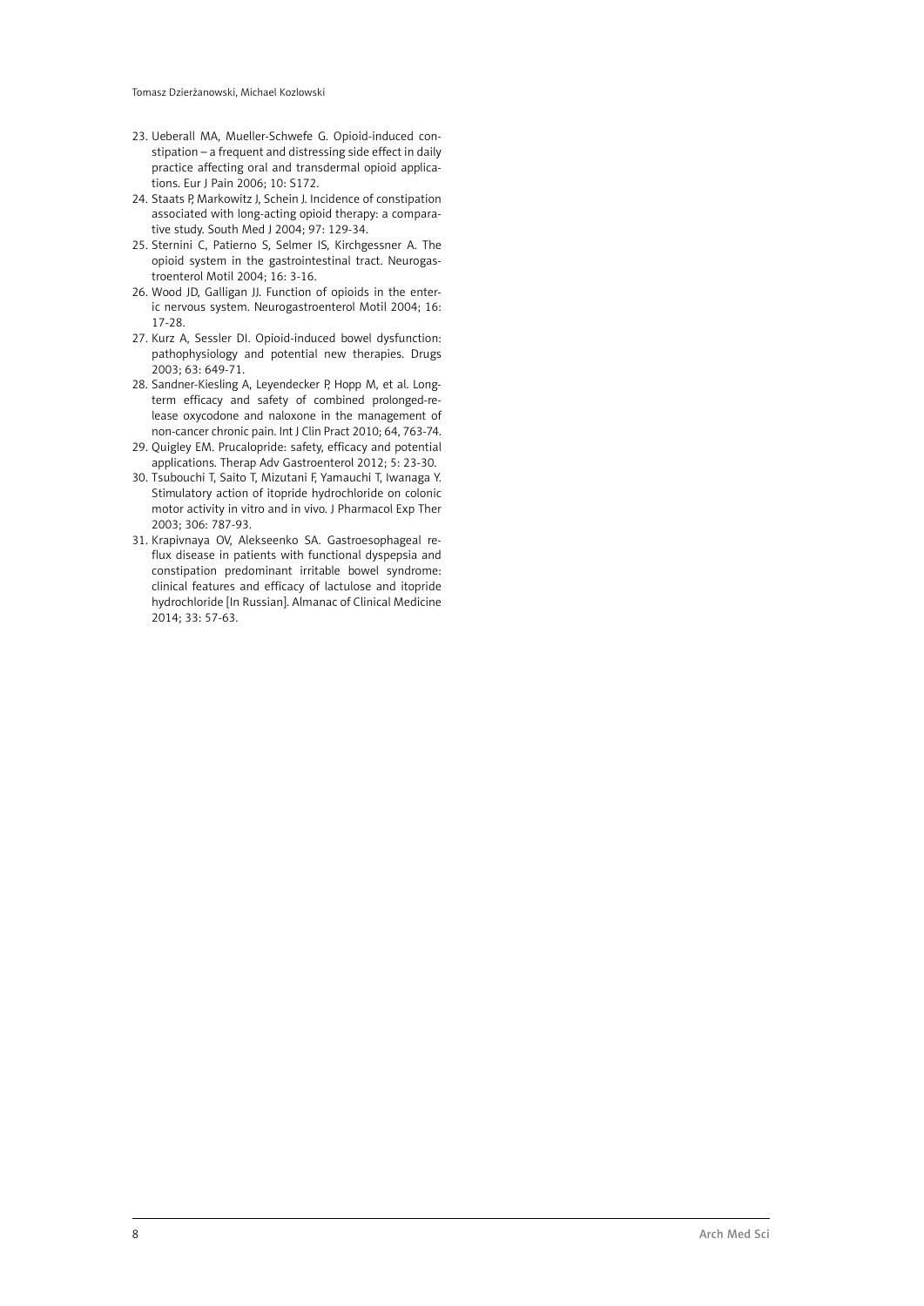23. Ueberall MA, Mueller-Schwefe G. Opioid-induced constipation – a frequent and distressing side effect in daily practice affecting oral and transdermal opioid applications. Eur J Pain 2006; 10: S172.
24. Staats P, Markowitz J, Schein J. Incidence of constipation associated with long-acting opioid therapy: a comparative study. South Med J 2004; 97: 129-34.
25. Sternini C, Patierno S, Selmer IS, Kirchgessner A. The opioid system in the gastrointestinal tract. Neurogastroenterol Motil 2004; 16: 3-16.
26. Wood JD, Galligan JJ. Function of opioids in the enteric nervous system. Neurogastroenterol Motil 2004; 16: 17-28.
27. Kurz A, Sessler DI. Opioid-induced bowel dysfunction: pathophysiology and potential new therapies. Drugs 2003; 63: 649-71.
28. Sandner-Kiesling A, Leyendecker P, Hopp M, et al. Long-term efficacy and safety of combined prolonged-release oxycodone and naloxone in the management of non-cancer chronic pain. Int J Clin Pract 2010; 64, 763-74.
29. Quigley EM. Prucalopride: safety, efficacy and potential applications. Therap Adv Gastroenterol 2012; 5: 23-30.
30. Tsubouchi T, Saito T, Mizutani F, Yamauchi T, Iwanaga Y. Stimulatory action of itopride hydrochloride on colonic motor activity in vitro and in vivo. J Pharmacol Exp Ther 2003; 306: 787-93.
31. Krapivnaya OV, Alekseenko SA. Gastroesophageal reflux disease in patients with functional dyspepsia and constipation predominant irritable bowel syndrome: clinical features and efficacy of lactulose and itopride hydrochloride [In Russian]. Almanac of Clinical Medicine 2014; 33: 57-63.